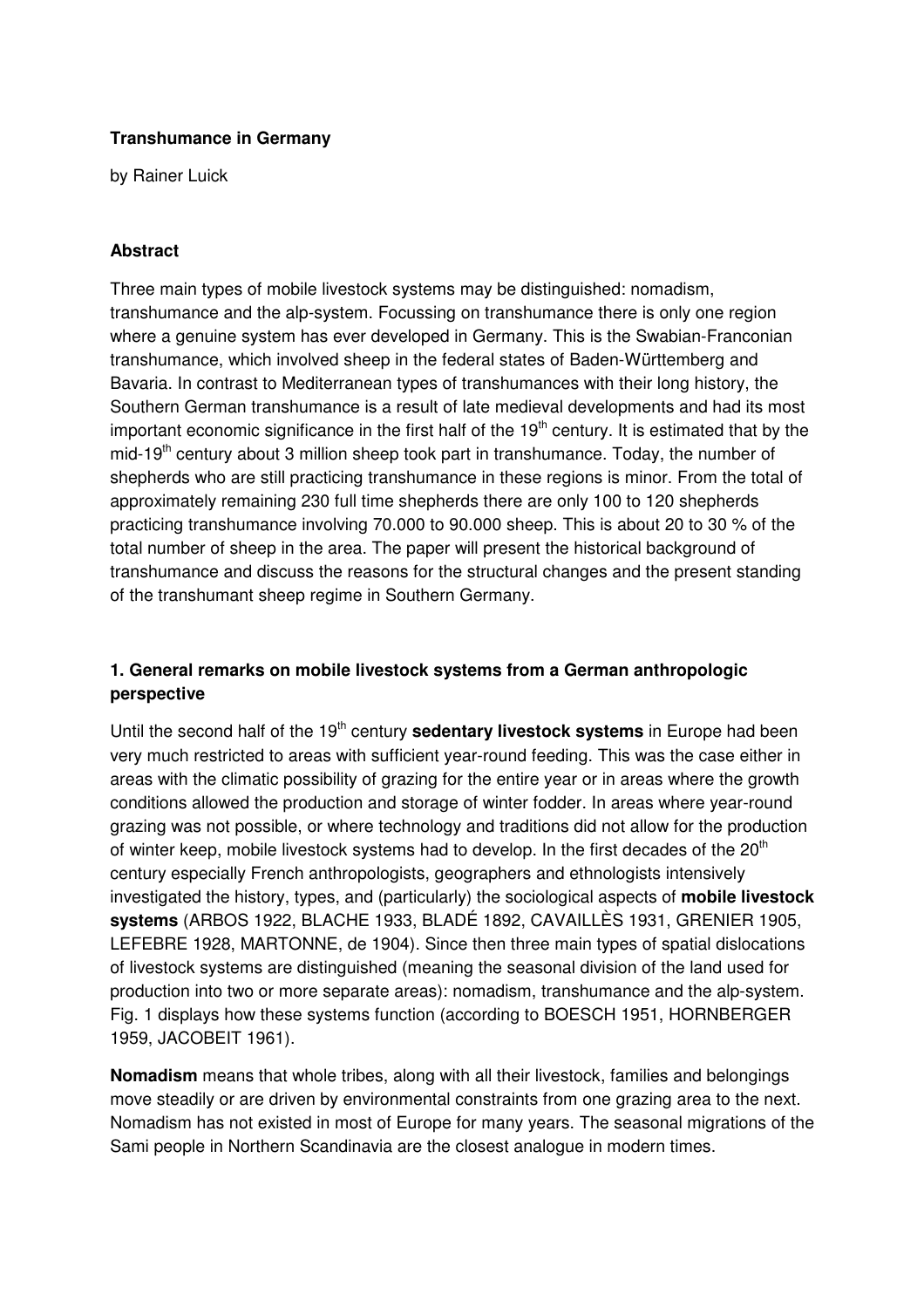# Transhumance in Germany

by Rainer Luick

## Abstract

Three main types of mobile livestock systems may be distinguished: nomadism, transhumance and the alp-system. Focussing on transhumance there is only one region where a genuine system has ever developed in Germany. This is the Swabian-Franconian transhumance, which involved sheep in the federal states of Baden-Württemberg and Bavaria. In contrast to Mediterranean types of transhumances with their long history, the Southern German transhumance is a result of late medieval developments and had its most important economic significance in the first half of the 19th century. It is estimated that by the mid-19th century about 3 million sheep took part in transhumance. Today, the number of shepherds who are still practicing transhumance in these regions is minor. From the total of approximately remaining 230 full time shepherds there are only 100 to 120 shepherds practicing transhumance involving 70.000 to 90.000 sheep. This is about 20 to 30 % of the total number of sheep in the area. The paper will present the historical background of transhumance and discuss the reasons for the structural changes and the present standing of the transhumant sheep regime in Southern Germany.

## 1. General remarks on mobile livestock systems from a German anthropologic perspective

Until the second half of the 19th century **sedentary livestock systems** in Europe had been very much restricted to areas with sufficient year-round feeding. This was the case either in areas with the climatic possibility of grazing for the entire year or in areas where the growth conditions allowed the production and storage of winter fodder. In areas where year-round grazing was not possible, or where technology and traditions did not allow for the production of winter keep, mobile livestock systems had to develop. In the first decades of the 20th century especially French anthropologists, geographers and ethnologists intensively investigated the history, types, and (particularly) the sociological aspects of **mobile livestock systems** (ARBOS 1922, BLACHE 1933, BLADÉ 1892, CAVAILLÈS 1931, GRENIER 1905, LEFEBRE 1928, MARTONNE, de 1904). Since then three main types of spatial dislocations of livestock systems are distinguished (meaning the seasonal division of the land used for production into two or more separate areas): nomadism, transhumance and the alp-system. Fig. 1 displays how these systems function (according to BOESCH 1951, HORNBERGER 1959, JACOBEIT 1961).

**Nomadism** means that whole tribes, along with all their livestock, families and belongings move steadily or are driven by environmental constraints from one grazing area to the next. Nomadism has not existed in most of Europe for many years. The seasonal migrations of the Sami people in Northern Scandinavia are the closest analogue in modern times.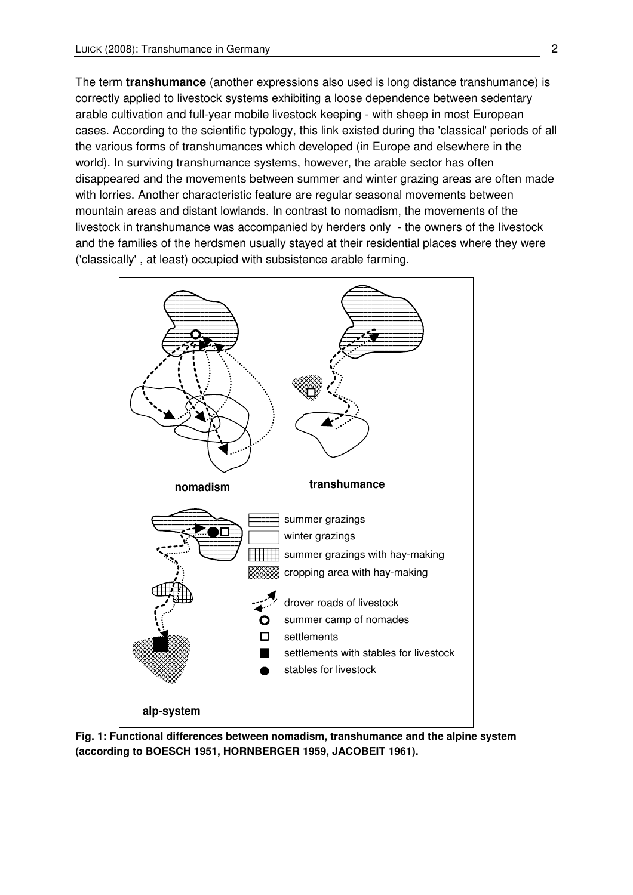The term **transhumance** (another expressions also used is long distance transhumance) is correctly applied to livestock systems exhibiting a loose dependence between sedentary arable cultivation and full-year mobile livestock keeping - with sheep in most European cases. According to the scientific typology, this link existed during the 'classical' periods of all the various forms of transhumances which developed (in Europe and elsewhere in the world). In surviving transhumance systems, however, the arable sector has often disappeared and the movements between summer and winter grazing areas are often made with lorries. Another characteristic feature are regular seasonal movements between mountain areas and distant lowlands. In contrast to nomadism, the movements of the livestock in transhumance was accompanied by herders only - the owners of the livestock and the families of the herdsmen usually stayed at their residential places where they were ('classically' , at least) occupied with subsistence arable farming.

**Fig. 1: Functional differences between nomadism, transhumance and the alpine system (according to BOESCH 1951, HORNBERGER 1959, JACOBEIT 1961).**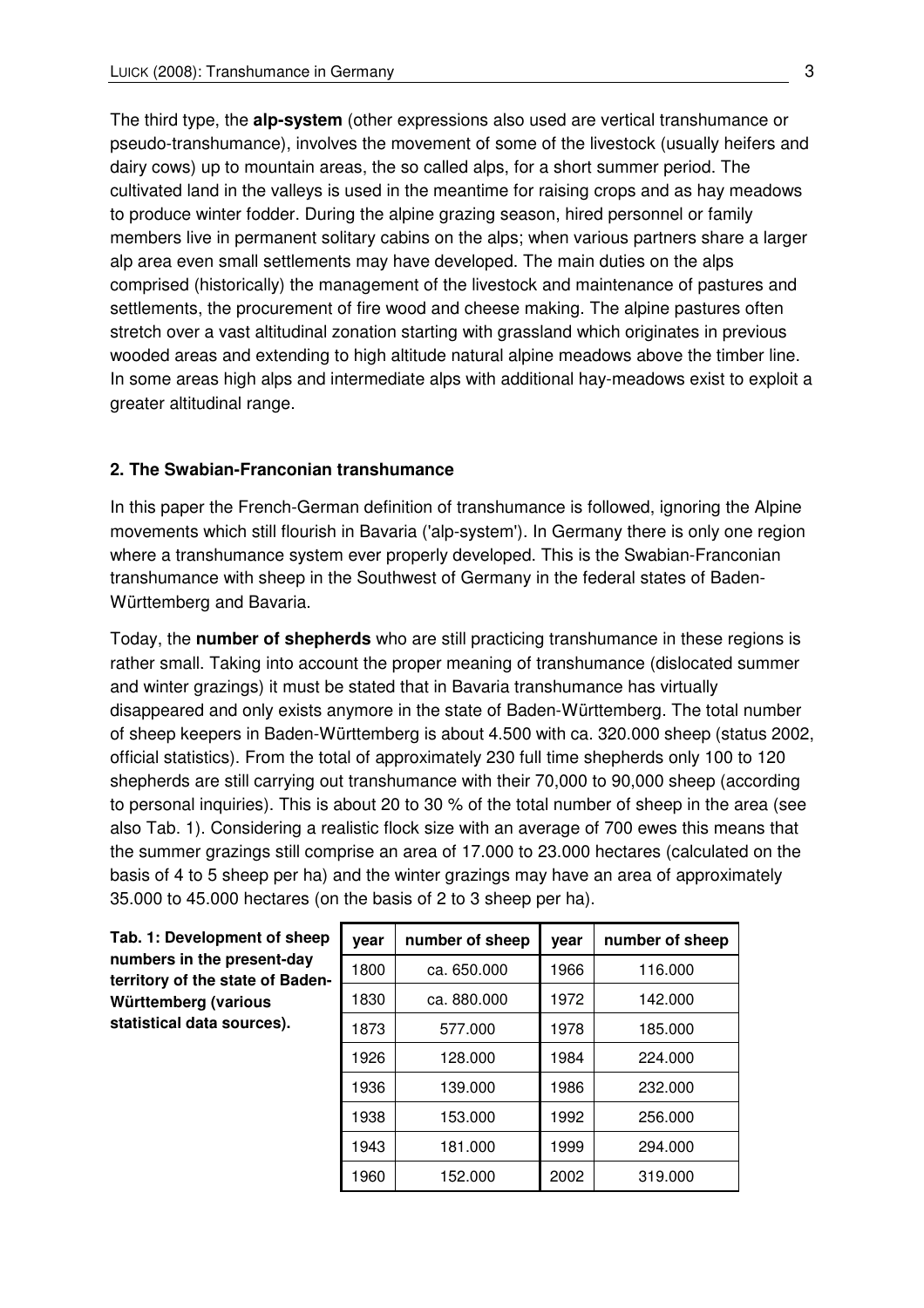The third type, the **alp-system** (other expressions also used are vertical transhumance or pseudo-transhumance), involves the movement of some of the livestock (usually heifers and dairy cows) up to mountain areas, the so called alps, for a short summer period. The cultivated land in the valleys is used in the meantime for raising crops and as hay meadows to produce winter fodder. During the alpine grazing season, hired personnel or family members live in permanent solitary cabins on the alps; when various partners share a larger alp area even small settlements may have developed. The main duties on the alps comprised (historically) the management of the livestock and maintenance of pastures and settlements, the procurement of fire wood and cheese making. The alpine pastures often stretch over a vast altitudinal zonation starting with grassland which originates in previous wooded areas and extending to high altitude natural alpine meadows above the timber line. In some areas high alps and intermediate alps with additional hay-meadows exist to exploit a greater altitudinal range.

## 2. The Swabian-Franconian transhumance

In this paper the French-German definition of transhumance is followed, ignoring the Alpine movements which still flourish in Bavaria ('alp-system'). In Germany there is only one region where a transhumance system ever properly developed. This is the Swabian-Franconian transhumance with sheep in the Southwest of Germany in the federal states of Baden-Württemberg and Bavaria.

Today, the **number of shepherds** who are still practicing transhumance in these regions is rather small. Taking into account the proper meaning of transhumance (dislocated summer and winter grazings) it must be stated that in Bavaria transhumance has virtually disappeared and only exists anymore in the state of Baden-Württemberg. The total number of sheep keepers in Baden-Württemberg is about 4.500 with ca. 320.000 sheep (status 2002, official statistics). From the total of approximately 230 full time shepherds only 100 to 120 shepherds are still carrying out transhumance with their 70,000 to 90,000 sheep (according to personal inquiries). This is about 20 to 30 % of the total number of sheep in the area (see also Tab. 1). Considering a realistic flock size with an average of 700 ewes this means that the summer grazings still comprise an area of 17.000 to 23.000 hectares (calculated on the basis of 4 to 5 sheep per ha) and the winter grazings may have an area of approximately 35.000 to 45.000 hectares (on the basis of 2 to 3 sheep per ha).

**Tab. 1: Development of sheep numbers in the present-day territory of the state of Baden-Württemberg (various statistical data sources).**

| year | number of sheep | year | number of sheep |
|---|---|---|---|
| 1800 | ca. 650.000 | 1966 | 116.000 |
| 1830 | ca. 880.000 | 1972 | 142.000 |
| 1873 | 577.000 | 1978 | 185.000 |
| 1926 | 128.000 | 1984 | 224.000 |
| 1936 | 139.000 | 1986 | 232.000 |
| 1938 | 153.000 | 1992 | 256.000 |
| 1943 | 181.000 | 1999 | 294.000 |
| 1960 | 152.000 | 2002 | 319.000 |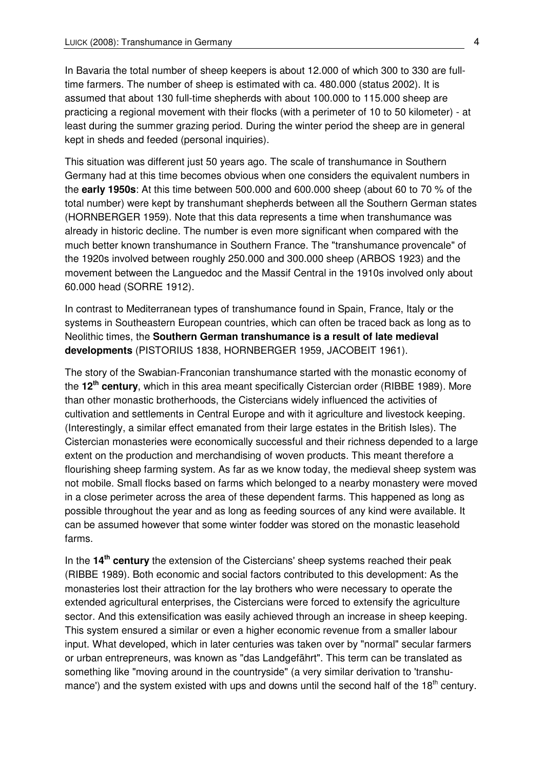In Bavaria the total number of sheep keepers is about 12.000 of which 300 to 330 are full-time farmers. The number of sheep is estimated with ca. 480.000 (status 2002). It is assumed that about 130 full-time shepherds with about 100.000 to 115.000 sheep are practicing a regional movement with their flocks (with a perimeter of 10 to 50 kilometer) - at least during the summer grazing period. During the winter period the sheep are in general kept in sheds and feeded (personal inquiries).

This situation was different just 50 years ago. The scale of transhumance in Southern Germany had at this time becomes obvious when one considers the equivalent numbers in the **early 1950s**: At this time between 500.000 and 600.000 sheep (about 60 to 70 % of the total number) were kept by transhumant shepherds between all the Southern German states (HORNBERGER 1959). Note that this data represents a time when transhumance was already in historic decline. The number is even more significant when compared with the much better known transhumance in Southern France. The "transhumance provencale" of the 1920s involved between roughly 250.000 and 300.000 sheep (ARBOS 1923) and the movement between the Languedoc and the Massif Central in the 1910s involved only about 60.000 head (SORRE 1912).

In contrast to Mediterranean types of transhumance found in Spain, France, Italy or the systems in Southeastern European countries, which can often be traced back as long as to Neolithic times, the **Southern German transhumance is a result of late medieval developments** (PISTORIUS 1838, HORNBERGER 1959, JACOBEIT 1961).

The story of the Swabian-Franconian transhumance started with the monastic economy of the **12th century**, which in this area meant specifically Cistercian order (RIBBE 1989). More than other monastic brotherhoods, the Cistercians widely influenced the activities of cultivation and settlements in Central Europe and with it agriculture and livestock keeping. (Interestingly, a similar effect emanated from their large estates in the British Isles). The Cistercian monasteries were economically successful and their richness depended to a large extent on the production and merchandising of woven products. This meant therefore a flourishing sheep farming system. As far as we know today, the medieval sheep system was not mobile. Small flocks based on farms which belonged to a nearby monastery were moved in a close perimeter across the area of these dependent farms. This happened as long as possible throughout the year and as long as feeding sources of any kind were available. It can be assumed however that some winter fodder was stored on the monastic leasehold farms.

In the **14th century** the extension of the Cistercians' sheep systems reached their peak (RIBBE 1989). Both economic and social factors contributed to this development: As the monasteries lost their attraction for the lay brothers who were necessary to operate the extended agricultural enterprises, the Cistercians were forced to extensify the agriculture sector. And this extensification was easily achieved through an increase in sheep keeping. This system ensured a similar or even a higher economic revenue from a smaller labour input. What developed, which in later centuries was taken over by "normal" secular farmers or urban entrepreneurs, was known as "das Landgefährt". This term can be translated as something like "moving around in the countryside" (a very similar derivation to 'transhumance') and the system existed with ups and downs until the second half of the 18th century.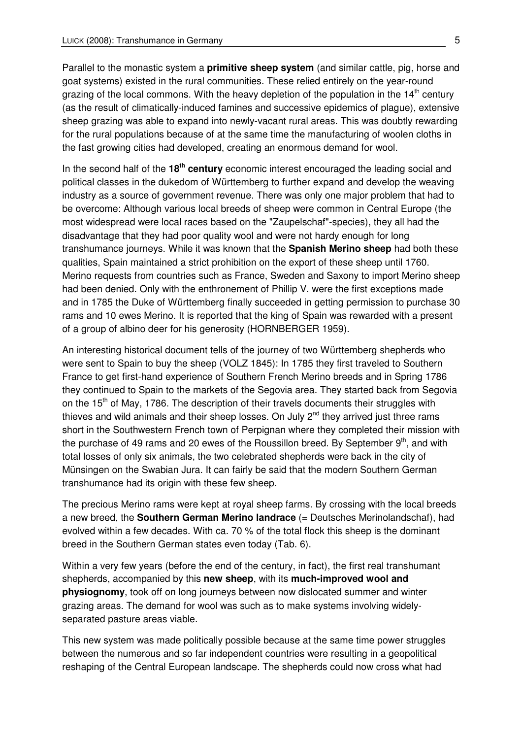Parallel to the monastic system a **primitive sheep system** (and similar cattle, pig, horse and goat systems) existed in the rural communities. These relied entirely on the year-round grazing of the local commons. With the heavy depletion of the population in the 14th century (as the result of climatically-induced famines and successive epidemics of plague), extensive sheep grazing was able to expand into newly-vacant rural areas. This was doubtly rewarding for the rural populations because of at the same time the manufacturing of woolen cloths in the fast growing cities had developed, creating an enormous demand for wool.

In the second half of the **18th century** economic interest encouraged the leading social and political classes in the dukedom of Württemberg to further expand and develop the weaving industry as a source of government revenue. There was only one major problem that had to be overcome: Although various local breeds of sheep were common in Central Europe (the most widespread were local races based on the "Zaupelschaf"-species), they all had the disadvantage that they had poor quality wool and were not hardy enough for long transhumance journeys. While it was known that the **Spanish Merino sheep** had both these qualities, Spain maintained a strict prohibition on the export of these sheep until 1760. Merino requests from countries such as France, Sweden and Saxony to import Merino sheep had been denied. Only with the enthronement of Phillip V. were the first exceptions made and in 1785 the Duke of Württemberg finally succeeded in getting permission to purchase 30 rams and 10 ewes Merino. It is reported that the king of Spain was rewarded with a present of a group of albino deer for his generosity (HORNBERGER 1959).

An interesting historical document tells of the journey of two Württemberg shepherds who were sent to Spain to buy the sheep (VOLZ 1845): In 1785 they first traveled to Southern France to get first-hand experience of Southern French Merino breeds and in Spring 1786 they continued to Spain to the markets of the Segovia area. They started back from Segovia on the 15th of May, 1786. The description of their travels documents their struggles with thieves and wild animals and their sheep losses. On July 2nd they arrived just three rams short in the Southwestern French town of Perpignan where they completed their mission with the purchase of 49 rams and 20 ewes of the Roussillon breed. By September 9th, and with total losses of only six animals, the two celebrated shepherds were back in the city of Münsingen on the Swabian Jura. It can fairly be said that the modern Southern German transhumance had its origin with these few sheep.

The precious Merino rams were kept at royal sheep farms. By crossing with the local breeds a new breed, the **Southern German Merino landrace** (= Deutsches Merinolandschaf), had evolved within a few decades. With ca. 70 % of the total flock this sheep is the dominant breed in the Southern German states even today (Tab. 6).

Within a very few years (before the end of the century, in fact), the first real transhumant shepherds, accompanied by this **new sheep**, with its **much-improved wool and physiognomy**, took off on long journeys between now dislocated summer and winter grazing areas. The demand for wool was such as to make systems involving widely-separated pasture areas viable.

This new system was made politically possible because at the same time power struggles between the numerous and so far independent countries were resulting in a geopolitical reshaping of the Central European landscape. The shepherds could now cross what had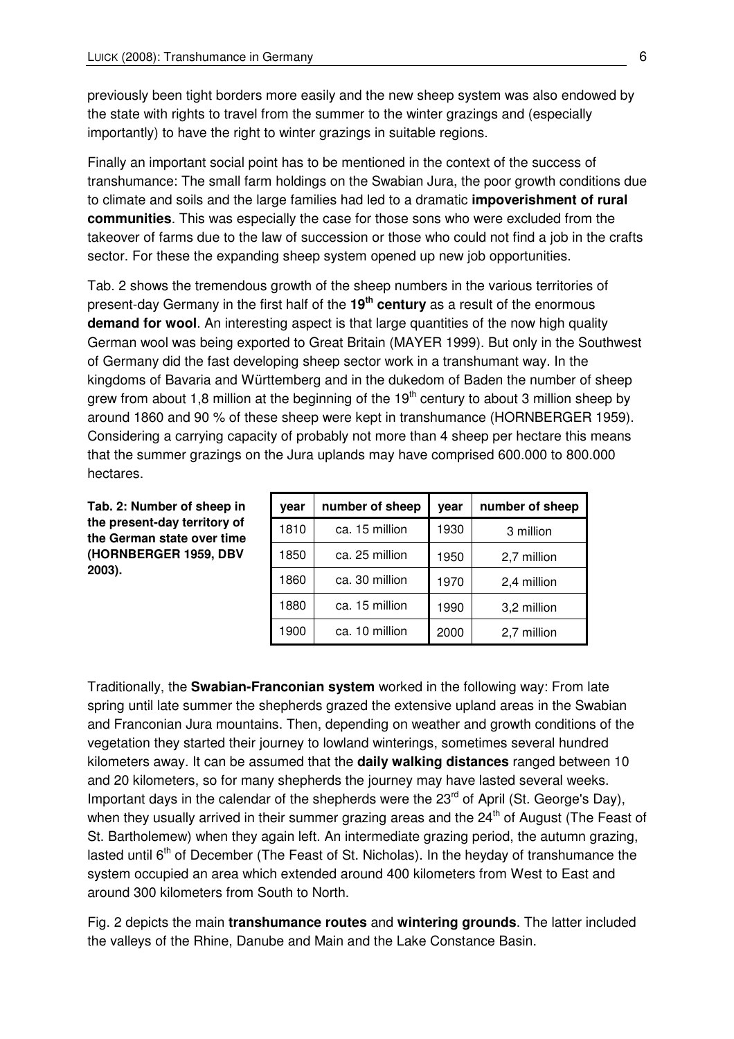previously been tight borders more easily and the new sheep system was also endowed by the state with rights to travel from the summer to the winter grazings and (especially importantly) to have the right to winter grazings in suitable regions.

Finally an important social point has to be mentioned in the context of the success of transhumance: The small farm holdings on the Swabian Jura, the poor growth conditions due to climate and soils and the large families had led to a dramatic **impoverishment of rural communities**. This was especially the case for those sons who were excluded from the takeover of farms due to the law of succession or those who could not find a job in the crafts sector. For these the expanding sheep system opened up new job opportunities.

Tab. 2 shows the tremendous growth of the sheep numbers in the various territories of present-day Germany in the first half of the **19th century** as a result of the enormous **demand for wool**. An interesting aspect is that large quantities of the now high quality German wool was being exported to Great Britain (MAYER 1999). But only in the Southwest of Germany did the fast developing sheep sector work in a transhumant way. In the kingdoms of Bavaria and Württemberg and in the dukedom of Baden the number of sheep grew from about 1,8 million at the beginning of the 19th century to about 3 million sheep by around 1860 and 90 % of these sheep were kept in transhumance (HORNBERGER 1959). Considering a carrying capacity of probably not more than 4 sheep per hectare this means that the summer grazings on the Jura uplands may have comprised 600.000 to 800.000 hectares.

**Tab. 2: Number of sheep in the present-day territory of the German state over time (HORNBERGER 1959, DBV 2003).**

| year | number of sheep | year | number of sheep |
|---|---|---|---|
| 1810 | ca. 15 million | 1930 | 3 million |
| 1850 | ca. 25 million | 1950 | 2,7 million |
| 1860 | ca. 30 million | 1970 | 2,4 million |
| 1880 | ca. 15 million | 1990 | 3,2 million |
| 1900 | ca. 10 million | 2000 | 2,7 million |

Traditionally, the **Swabian-Franconian system** worked in the following way: From late spring until late summer the shepherds grazed the extensive upland areas in the Swabian and Franconian Jura mountains. Then, depending on weather and growth conditions of the vegetation they started their journey to lowland winterings, sometimes several hundred kilometers away. It can be assumed that the **daily walking distances** ranged between 10 and 20 kilometers, so for many shepherds the journey may have lasted several weeks. Important days in the calendar of the shepherds were the 23rd of April (St. George's Day), when they usually arrived in their summer grazing areas and the 24th of August (The Feast of St. Bartholemew) when they again left. An intermediate grazing period, the autumn grazing, lasted until 6th of December (The Feast of St. Nicholas). In the heyday of transhumance the system occupied an area which extended around 400 kilometers from West to East and around 300 kilometers from South to North.

Fig. 2 depicts the main **transhumance routes** and **wintering grounds**. The latter included the valleys of the Rhine, Danube and Main and the Lake Constance Basin.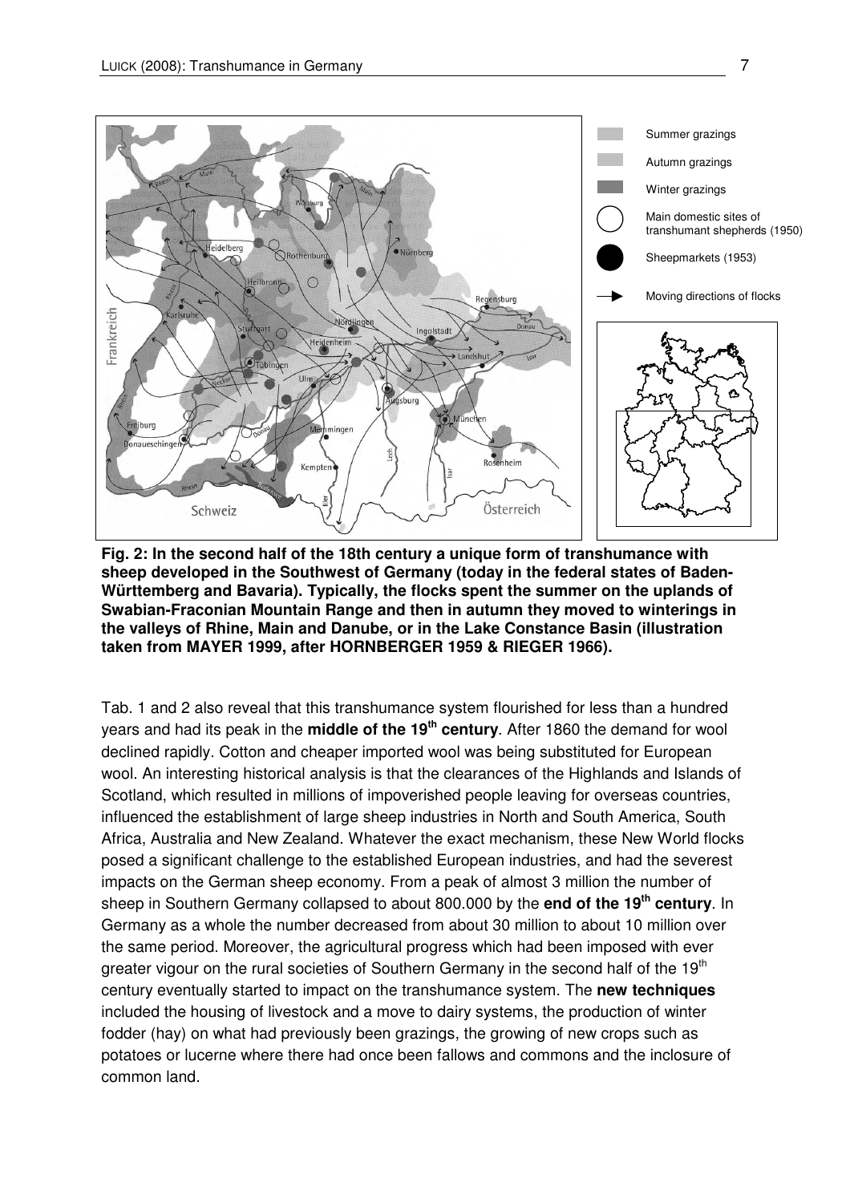**Fig. 2: In the second half of the 18th century a unique form of transhumance with sheep developed in the Southwest of Germany (today in the federal states of Baden-Württemberg and Bavaria). Typically, the flocks spent the summer on the uplands of Swabian-Fraconian Mountain Range and then in autumn they moved to winterings in the valleys of Rhine, Main and Danube, or in the Lake Constance Basin (illustration taken from MAYER 1999, after HORNBERGER 1959 & RIEGER 1966).**

Tab. 1 and 2 also reveal that this transhumance system flourished for less than a hundred years and had its peak in the **middle of the 19th century**. After 1860 the demand for wool declined rapidly. Cotton and cheaper imported wool was being substituted for European wool. An interesting historical analysis is that the clearances of the Highlands and Islands of Scotland, which resulted in millions of impoverished people leaving for overseas countries, influenced the establishment of large sheep industries in North and South America, South Africa, Australia and New Zealand. Whatever the exact mechanism, these New World flocks posed a significant challenge to the established European industries, and had the severest impacts on the German sheep economy. From a peak of almost 3 million the number of sheep in Southern Germany collapsed to about 800.000 by the **end of the 19th century**. In Germany as a whole the number decreased from about 30 million to about 10 million over the same period. Moreover, the agricultural progress which had been imposed with ever greater vigour on the rural societies of Southern Germany in the second half of the 19th century eventually started to impact on the transhumance system. The **new techniques** included the housing of livestock and a move to dairy systems, the production of winter fodder (hay) on what had previously been grazings, the growing of new crops such as potatoes or lucerne where there had once been fallows and commons and the inclosure of common land.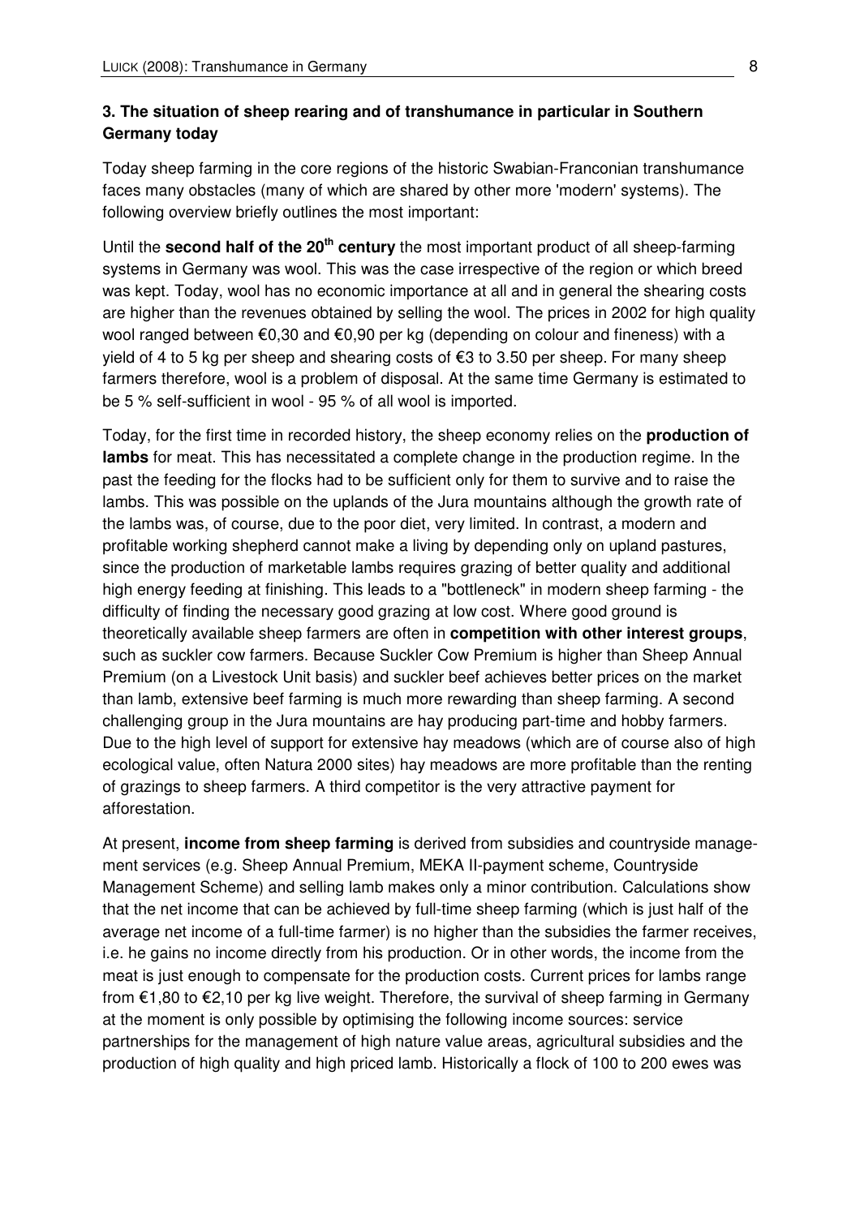### 3. The situation of sheep rearing and of transhumance in particular in Southern Germany today

Today sheep farming in the core regions of the historic Swabian-Franconian transhumance faces many obstacles (many of which are shared by other more 'modern' systems). The following overview briefly outlines the most important:

Until the **second half of the 20th century** the most important product of all sheep-farming systems in Germany was wool. This was the case irrespective of the region or which breed was kept. Today, wool has no economic importance at all and in general the shearing costs are higher than the revenues obtained by selling the wool. The prices in 2002 for high quality wool ranged between €0,30 and €0,90 per kg (depending on colour and fineness) with a yield of 4 to 5 kg per sheep and shearing costs of €3 to 3.50 per sheep. For many sheep farmers therefore, wool is a problem of disposal. At the same time Germany is estimated to be 5 % self-sufficient in wool - 95 % of all wool is imported.

Today, for the first time in recorded history, the sheep economy relies on the **production of lambs** for meat. This has necessitated a complete change in the production regime. In the past the feeding for the flocks had to be sufficient only for them to survive and to raise the lambs. This was possible on the uplands of the Jura mountains although the growth rate of the lambs was, of course, due to the poor diet, very limited. In contrast, a modern and profitable working shepherd cannot make a living by depending only on upland pastures, since the production of marketable lambs requires grazing of better quality and additional high energy feeding at finishing. This leads to a "bottleneck" in modern sheep farming - the difficulty of finding the necessary good grazing at low cost. Where good ground is theoretically available sheep farmers are often in **competition with other interest groups**, such as suckler cow farmers. Because Suckler Cow Premium is higher than Sheep Annual Premium (on a Livestock Unit basis) and suckler beef achieves better prices on the market than lamb, extensive beef farming is much more rewarding than sheep farming. A second challenging group in the Jura mountains are hay producing part-time and hobby farmers. Due to the high level of support for extensive hay meadows (which are of course also of high ecological value, often Natura 2000 sites) hay meadows are more profitable than the renting of grazings to sheep farmers. A third competitor is the very attractive payment for afforestation.

At present, **income from sheep farming** is derived from subsidies and countryside management services (e.g. Sheep Annual Premium, MEKA II-payment scheme, Countryside Management Scheme) and selling lamb makes only a minor contribution. Calculations show that the net income that can be achieved by full-time sheep farming (which is just half of the average net income of a full-time farmer) is no higher than the subsidies the farmer receives, i.e. he gains no income directly from his production. Or in other words, the income from the meat is just enough to compensate for the production costs. Current prices for lambs range from €1,80 to €2,10 per kg live weight. Therefore, the survival of sheep farming in Germany at the moment is only possible by optimising the following income sources: service partnerships for the management of high nature value areas, agricultural subsidies and the production of high quality and high priced lamb. Historically a flock of 100 to 200 ewes was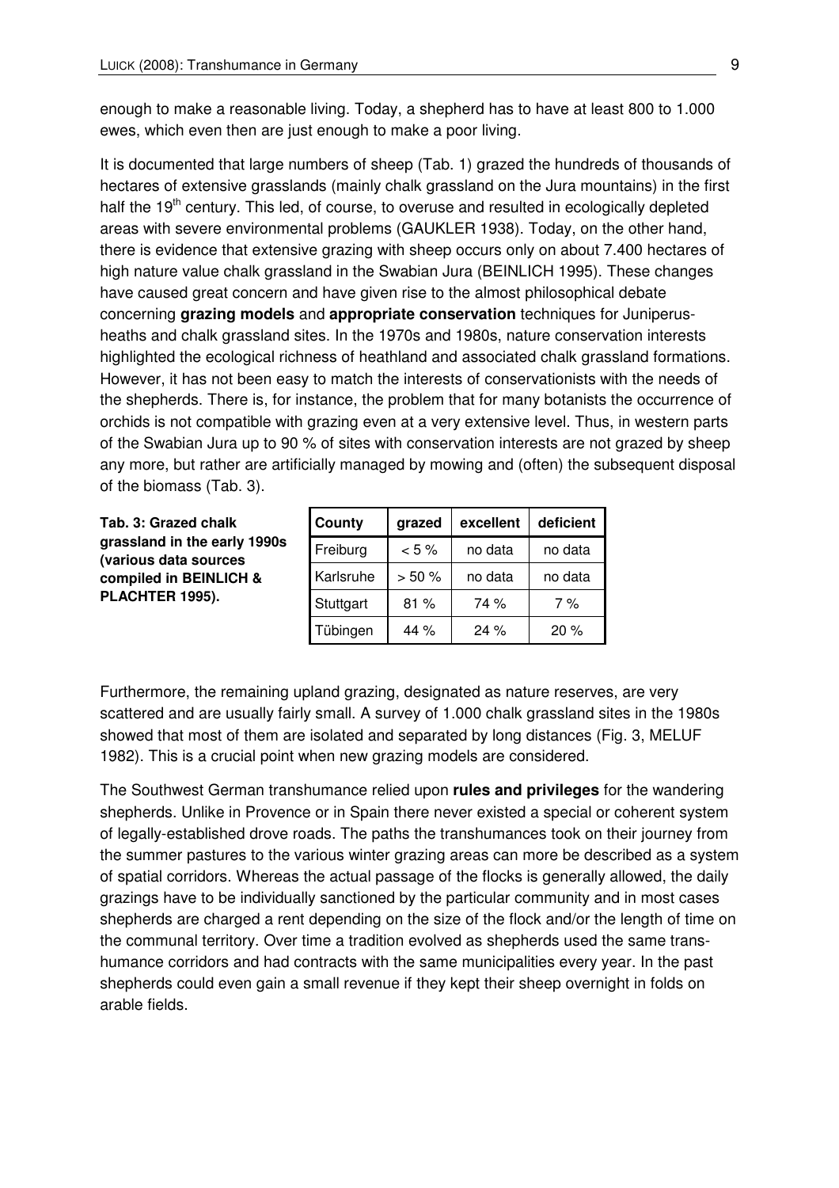enough to make a reasonable living. Today, a shepherd has to have at least 800 to 1.000 ewes, which even then are just enough to make a poor living.

It is documented that large numbers of sheep (Tab. 1) grazed the hundreds of thousands of hectares of extensive grasslands (mainly chalk grassland on the Jura mountains) in the first half the 19[th] century. This led, of course, to overuse and resulted in ecologically depleted areas with severe environmental problems (GAUKLER 1938). Today, on the other hand, there is evidence that extensive grazing with sheep occurs only on about 7.400 hectares of high nature value chalk grassland in the Swabian Jura (BEINLICH 1995). These changes have caused great concern and have given rise to the almost philosophical debate concerning **grazing models** and **appropriate conservation** techniques for Juniperus-heaths and chalk grassland sites. In the 1970s and 1980s, nature conservation interests highlighted the ecological richness of heathland and associated chalk grassland formations. However, it has not been easy to match the interests of conservationists with the needs of the shepherds. There is, for instance, the problem that for many botanists the occurrence of orchids is not compatible with grazing even at a very extensive level. Thus, in western parts of the Swabian Jura up to 90 % of sites with conservation interests are not grazed by sheep any more, but rather are artificially managed by mowing and (often) the subsequent disposal of the biomass (Tab. 3).

**Tab. 3: Grazed chalk grassland in the early 1990s (various data sources compiled in BEINLICH & PLACHTER 1995).**

| County | grazed | excellent | deficient |
|---|---|---|---|
| Freiburg | < 5 % | no data | no data |
| Karlsruhe | > 50 % | no data | no data |
| Stuttgart | 81 % | 74 % | 7 % |
| Tübingen | 44 % | 24 % | 20 % |

Furthermore, the remaining upland grazing, designated as nature reserves, are very scattered and are usually fairly small. A survey of 1.000 chalk grassland sites in the 1980s showed that most of them are isolated and separated by long distances (Fig. 3, MELUF 1982). This is a crucial point when new grazing models are considered.

The Southwest German transhumance relied upon **rules and privileges** for the wandering shepherds. Unlike in Provence or in Spain there never existed a special or coherent system of legally-established drove roads. The paths the transhumances took on their journey from the summer pastures to the various winter grazing areas can more be described as a system of spatial corridors. Whereas the actual passage of the flocks is generally allowed, the daily grazings have to be individually sanctioned by the particular community and in most cases shepherds are charged a rent depending on the size of the flock and/or the length of time on the communal territory. Over time a tradition evolved as shepherds used the same trans-humance corridors and had contracts with the same municipalities every year. In the past shepherds could even gain a small revenue if they kept their sheep overnight in folds on arable fields.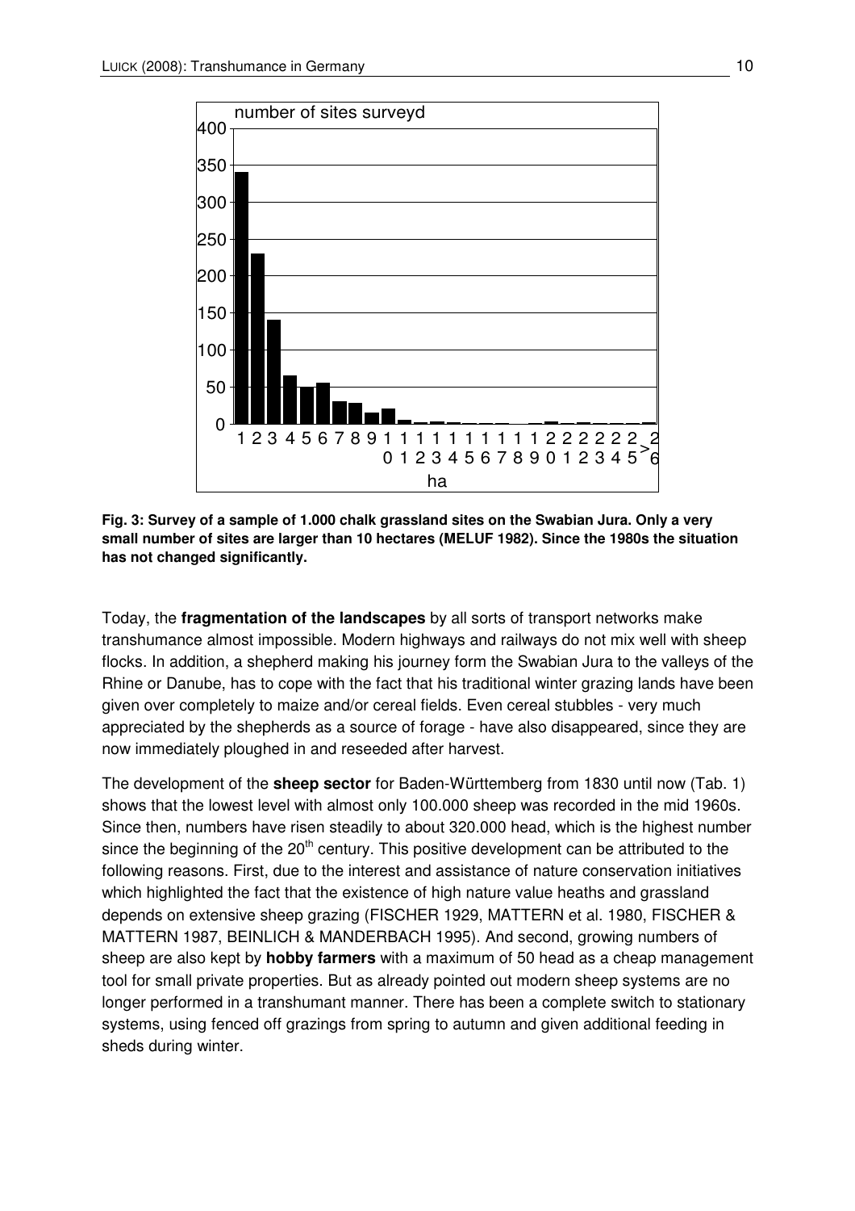Fig. 3: Survey of a sample of 1.000 chalk grassland sites on the Swabian Jura. Only a very small number of sites are larger than 10 hectares (MELUF 1982). Since the 1980s the situation has not changed significantly.

Today, the **fragmentation of the landscapes** by all sorts of transport networks make transhumance almost impossible. Modern highways and railways do not mix well with sheep flocks. In addition, a shepherd making his journey form the Swabian Jura to the valleys of the Rhine or Danube, has to cope with the fact that his traditional winter grazing lands have been given over completely to maize and/or cereal fields. Even cereal stubbles - very much appreciated by the shepherds as a source of forage - have also disappeared, since they are now immediately ploughed in and reseeded after harvest.

The development of the **sheep sector** for Baden-Württemberg from 1830 until now (Tab. 1) shows that the lowest level with almost only 100.000 sheep was recorded in the mid 1960s. Since then, numbers have risen steadily to about 320.000 head, which is the highest number since the beginning of the 20th century. This positive development can be attributed to the following reasons. First, due to the interest and assistance of nature conservation initiatives which highlighted the fact that the existence of high nature value heaths and grassland depends on extensive sheep grazing (FISCHER 1929, MATTERN et al. 1980, FISCHER & MATTERN 1987, BEINLICH & MANDERBACH 1995). And second, growing numbers of sheep are also kept by **hobby farmers** with a maximum of 50 head as a cheap management tool for small private properties. But as already pointed out modern sheep systems are no longer performed in a transhumant manner. There has been a complete switch to stationary systems, using fenced off grazings from spring to autumn and given additional feeding in sheds during winter.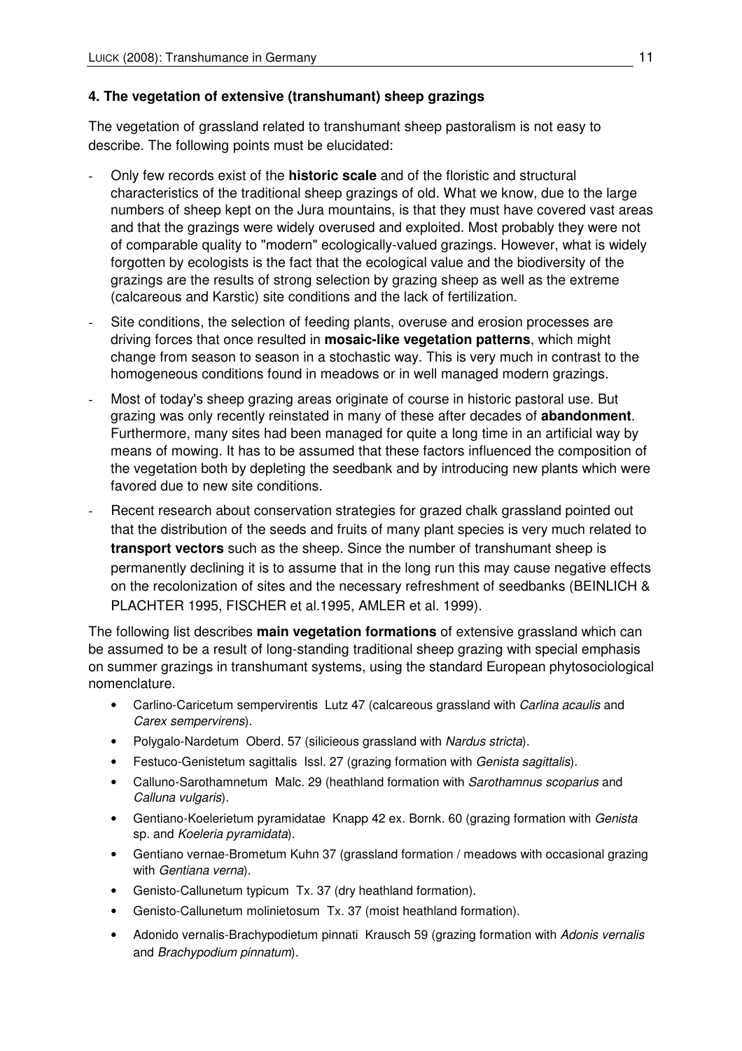### 4. The vegetation of extensive (transhumant) sheep grazings

The vegetation of grassland related to transhumant sheep pastoralism is not easy to describe. The following points must be elucidated:

- Only few records exist of the **historic scale** and of the floristic and structural characteristics of the traditional sheep grazings of old. What we know, due to the large numbers of sheep kept on the Jura mountains, is that they must have covered vast areas and that the grazings were widely overused and exploited. Most probably they were not of comparable quality to "modern" ecologically-valued grazings. However, what is widely forgotten by ecologists is the fact that the ecological value and the biodiversity of the grazings are the results of strong selection by grazing sheep as well as the extreme (calcareous and Karstic) site conditions and the lack of fertilization.
- Site conditions, the selection of feeding plants, overuse and erosion processes are driving forces that once resulted in **mosaic-like vegetation patterns**, which might change from season to season in a stochastic way. This is very much in contrast to the homogeneous conditions found in meadows or in well managed modern grazings.
- Most of today's sheep grazing areas originate of course in historic pastoral use. But grazing was only recently reinstated in many of these after decades of **abandonment**. Furthermore, many sites had been managed for quite a long time in an artificial way by means of mowing. It has to be assumed that these factors influenced the composition of the vegetation both by depleting the seedbank and by introducing new plants which were favored due to new site conditions.
- Recent research about conservation strategies for grazed chalk grassland pointed out that the distribution of the seeds and fruits of many plant species is very much related to **transport vectors** such as the sheep. Since the number of transhumant sheep is permanently declining it is to assume that in the long run this may cause negative effects on the recolonization of sites and the necessary refreshment of seedbanks (BEINLICH & PLACHTER 1995, FISCHER et al.1995, AMLER et al. 1999).

The following list describes **main vegetation formations** of extensive grassland which can be assumed to be a result of long-standing traditional sheep grazing with special emphasis on summer grazings in transhumant systems, using the standard European phytosociological nomenclature.

- Carlino-Caricetum sempervirentis Lutz 47 (calcareous grassland with *Carlina acaulis* and *Carex sempervirens*).
- Polygalo-Nardetum Oberd. 57 (silicieous grassland with *Nardus stricta*).
- Festuco-Genistetum sagittalis Issl. 27 (grazing formation with *Genista sagittalis*).
- Calluno-Sarothamnetum Malc. 29 (heathland formation with *Sarothamnus scoparius* and *Calluna vulgaris*).
- Gentiano-Koelerietum pyramidatae Knapp 42 ex. Bornk. 60 (grazing formation with *Genista* sp. and *Koeleria pyramidata*).
- Gentiano vernae-Brometum Kuhn 37 (grassland formation / meadows with occasional grazing with *Gentiana verna*).
- Genisto-Callunetum typicum Tx. 37 (dry heathland formation).
- Genisto-Callunetum molinietosum Tx. 37 (moist heathland formation).
- Adonido vernalis-Brachypodietum pinnati Krausch 59 (grazing formation with *Adonis vernalis* and *Brachypodium pinnatum*).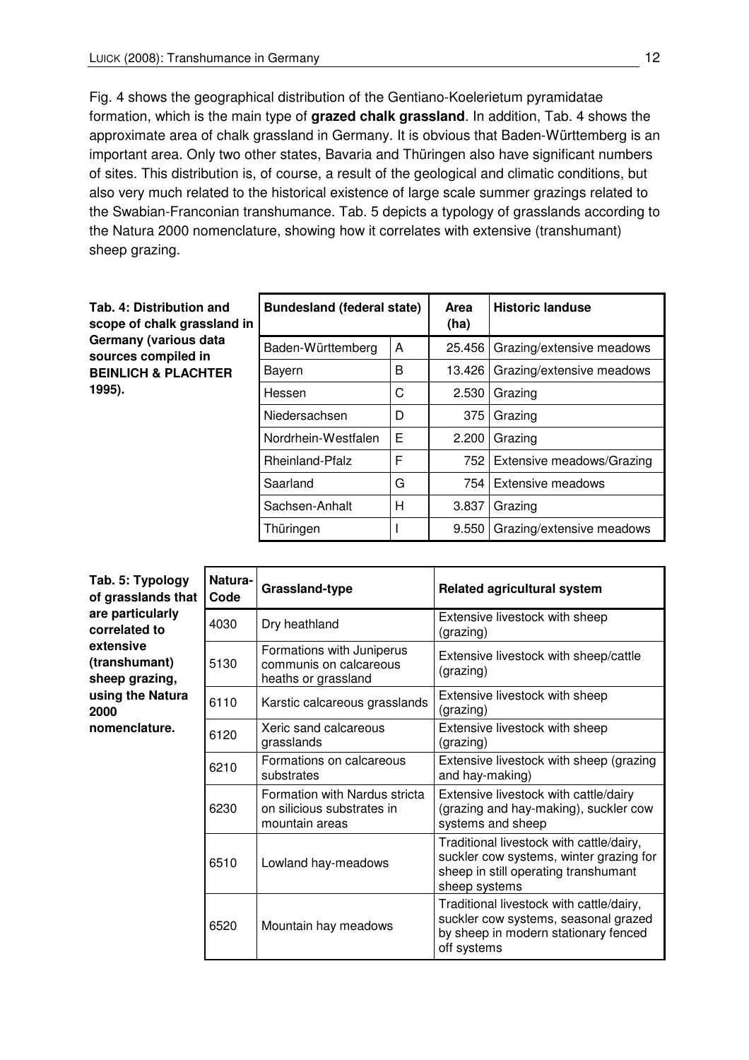Fig. 4 shows the geographical distribution of the Gentiano-Koelerietum pyramidatae formation, which is the main type of **grazed chalk grassland**. In addition, Tab. 4 shows the approximate area of chalk grassland in Germany. It is obvious that Baden-Württemberg is an important area. Only two other states, Bavaria and Thüringen also have significant numbers of sites. This distribution is, of course, a result of the geological and climatic conditions, but also very much related to the historical existence of large scale summer grazings related to the Swabian-Franconian transhumance. Tab. 5 depicts a typology of grasslands according to the Natura 2000 nomenclature, showing how it correlates with extensive (transhumant) sheep grazing.

**Tab. 4: Distribution and scope of chalk grassland in Germany (various data sources compiled in BEINLICH & PLACHTER 1995).**

| Bundesland (federal state) | | Area (ha) | Historic landuse |
|---|---|---|---|
| Baden-Württemberg | A | 25.456 | Grazing/extensive meadows |
| Bayern | B | 13.426 | Grazing/extensive meadows |
| Hessen | C | 2.530 | Grazing |
| Niedersachsen | D | 375 | Grazing |
| Nordrhein-Westfalen | E | 2.200 | Grazing |
| Rheinland-Pfalz | F | 752 | Extensive meadows/Grazing |
| Saarland | G | 754 | Extensive meadows |
| Sachsen-Anhalt | H | 3.837 | Grazing |
| Thüringen | I | 9.550 | Grazing/extensive meadows |

**Tab. 5: Typology of grasslands that are particularly correlated to extensive (transhumant) sheep grazing, using the Natura 2000 nomenclature.**

| Natura-Code | Grassland-type | Related agricultural system |
|---|---|---|
| 4030 | Dry heathland | Extensive livestock with sheep (grazing) |
| 5130 | Formations with Juniperus communis on calcareous heaths or grassland | Extensive livestock with sheep/cattle (grazing) |
| 6110 | Karstic calcareous grasslands | Extensive livestock with sheep (grazing) |
| 6120 | Xeric sand calcareous grasslands | Extensive livestock with sheep (grazing) |
| 6210 | Formations on calcareous substrates | Extensive livestock with sheep (grazing and hay-making) |
| 6230 | Formation with Nardus stricta on silicious substrates in mountain areas | Extensive livestock with cattle/dairy (grazing and hay-making), suckler cow systems and sheep |
| 6510 | Lowland hay-meadows | Traditional livestock with cattle/dairy, suckler cow systems, winter grazing for sheep in still operating transhumant sheep systems |
| 6520 | Mountain hay meadows | Traditional livestock with cattle/dairy, suckler cow systems, seasonal grazed by sheep in modern stationary fenced off systems |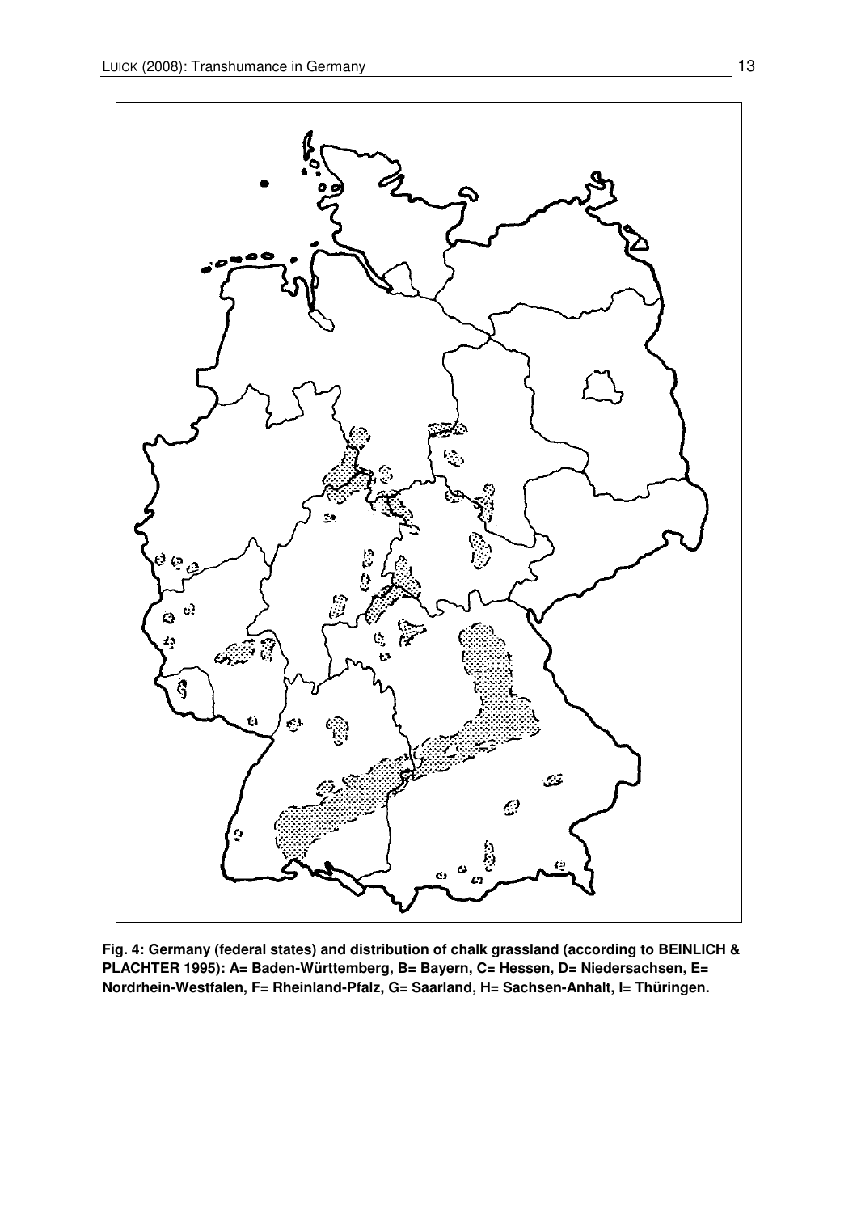**Fig. 4: Germany (federal states) and distribution of chalk grassland (according to BEINLICH & PLACHTER 1995): A= Baden-Württemberg, B= Bayern, C= Hessen, D= Niedersachsen, E= Nordrhein-Westfalen, F= Rheinland-Pfalz, G= Saarland, H= Sachsen-Anhalt, I= Thüringen.**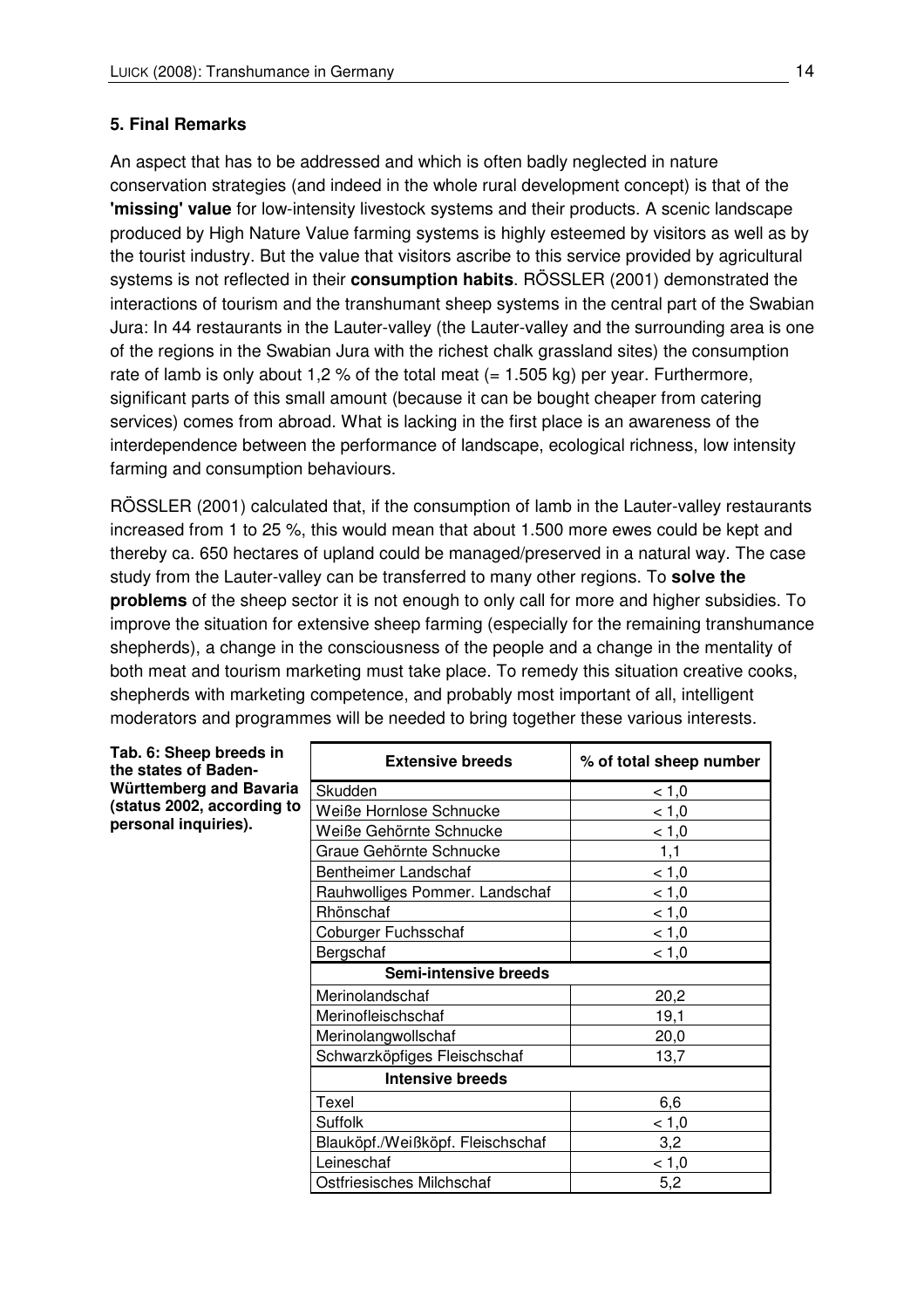## 5. Final Remarks

An aspect that has to be addressed and which is often badly neglected in nature conservation strategies (and indeed in the whole rural development concept) is that of the **'missing' value** for low-intensity livestock systems and their products. A scenic landscape produced by High Nature Value farming systems is highly esteemed by visitors as well as by the tourist industry. But the value that visitors ascribe to this service provided by agricultural systems is not reflected in their **consumption habits**. RÖSSLER (2001) demonstrated the interactions of tourism and the transhumant sheep systems in the central part of the Swabian Jura: In 44 restaurants in the Lauter-valley (the Lauter-valley and the surrounding area is one of the regions in the Swabian Jura with the richest chalk grassland sites) the consumption rate of lamb is only about 1,2 % of the total meat (= 1.505 kg) per year. Furthermore, significant parts of this small amount (because it can be bought cheaper from catering services) comes from abroad. What is lacking in the first place is an awareness of the interdependence between the performance of landscape, ecological richness, low intensity farming and consumption behaviours.

RÖSSLER (2001) calculated that, if the consumption of lamb in the Lauter-valley restaurants increased from 1 to 25 %, this would mean that about 1.500 more ewes could be kept and thereby ca. 650 hectares of upland could be managed/preserved in a natural way. The case study from the Lauter-valley can be transferred to many other regions. To **solve the problems** of the sheep sector it is not enough to only call for more and higher subsidies. To improve the situation for extensive sheep farming (especially for the remaining transhumance shepherds), a change in the consciousness of the people and a change in the mentality of both meat and tourism marketing must take place. To remedy this situation creative cooks, shepherds with marketing competence, and probably most important of all, intelligent moderators and programmes will be needed to bring together these various interests.

**Tab. 6: Sheep breeds in the states of Baden-Württemberg and Bavaria (status 2002, according to personal inquiries).**

| Extensive breeds | % of total sheep number |
|---|---|
| Skudden | < 1,0 |
| Weiße Hornlose Schnucke | < 1,0 |
| Weiße Gehörnte Schnucke | < 1,0 |
| Graue Gehörnte Schnucke | 1,1 |
| Bentheimer Landschaf | < 1,0 |
| Rauhwolliges Pommer. Landschaf | < 1,0 |
| Rhönschaf | < 1,0 |
| Coburger Fuchsschaf | < 1,0 |
| Bergschaf | < 1,0 |
| **Semi-intensive breeds** | |
| Merinolandschaf | 20,2 |
| Merinofleischschaf | 19,1 |
| Merinolangwollschaf | 20,0 |
| Schwarzköpfiges Fleischschaf | 13,7 |
| **Intensive breeds** | |
| Texel | 6,6 |
| Suffolk | < 1,0 |
| Blauköpf./Weißköpf. Fleischschaf | 3,2 |
| Leineschaf | < 1,0 |
| Ostfriesisches Milchschaf | 5,2 |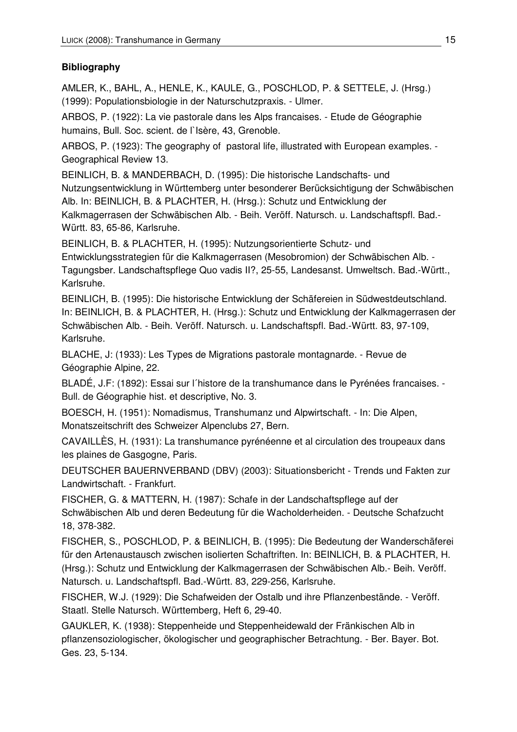**Bibliography**

AMLER, K., BAHL, A., HENLE, K., KAULE, G., POSCHLOD, P. & SETTELE, J. (Hrsg.) (1999): Populationsbiologie in der Naturschutzpraxis. - Ulmer.

ARBOS, P. (1922): La vie pastorale dans les Alps francaises. - Etude de Géographie humains, Bull. Soc. scient. de l`Isère, 43, Grenoble.

ARBOS, P. (1923): The geography of pastoral life, illustrated with European examples. - Geographical Review 13.

BEINLICH, B. & MANDERBACH, D. (1995): Die historische Landschafts- und Nutzungsentwicklung in Württemberg unter besonderer Berücksichtigung der Schwäbischen Alb. In: BEINLICH, B. & PLACHTER, H. (Hrsg.): Schutz und Entwicklung der Kalkmagerrasen der Schwäbischen Alb. - Beih. Veröff. Natursch. u. Landschaftspfl. Bad.-Württ. 83, 65-86, Karlsruhe.

BEINLICH, B. & PLACHTER, H. (1995): Nutzungsorientierte Schutz- und Entwicklungsstrategien für die Kalkmagerrasen (Mesobromion) der Schwäbischen Alb. - Tagungsber. Landschaftspflege Quo vadis II?, 25-55, Landesanst. Umweltsch. Bad.-Württ., Karlsruhe.

BEINLICH, B. (1995): Die historische Entwicklung der Schäfereien in Südwestdeutschland. In: BEINLICH, B. & PLACHTER, H. (Hrsg.): Schutz und Entwicklung der Kalkmagerrasen der Schwäbischen Alb. - Beih. Veröff. Natursch. u. Landschaftspfl. Bad.-Württ. 83, 97-109, Karlsruhe.

BLACHE, J: (1933): Les Types de Migrations pastorale montagnarde. - Revue de Géographie Alpine, 22.

BLADÉ, J.F: (1892): Essai sur l´histore de la transhumance dans le Pyrénées francaises. - Bull. de Géographie hist. et descriptive, No. 3.

BOESCH, H. (1951): Nomadismus, Transhumanz und Alpwirtschaft. - In: Die Alpen, Monatszeitschrift des Schweizer Alpenclubs 27, Bern.

CAVAILLÈS, H. (1931): La transhumance pyrénéenne et al circulation des troupeaux dans les plaines de Gasgogne, Paris.

DEUTSCHER BAUERNVERBAND (DBV) (2003): Situationsbericht - Trends und Fakten zur Landwirtschaft. - Frankfurt.

FISCHER, G. & MATTERN, H. (1987): Schafe in der Landschaftspflege auf der Schwäbischen Alb und deren Bedeutung für die Wacholderheiden. - Deutsche Schafzucht 18, 378-382.

FISCHER, S., POSCHLOD, P. & BEINLICH, B. (1995): Die Bedeutung der Wanderschäferei für den Artenaustausch zwischen isolierten Schaftriften. In: BEINLICH, B. & PLACHTER, H. (Hrsg.): Schutz und Entwicklung der Kalkmagerrasen der Schwäbischen Alb.- Beih. Veröff. Natursch. u. Landschaftspfl. Bad.-Württ. 83, 229-256, Karlsruhe.

FISCHER, W.J. (1929): Die Schafweiden der Ostalb und ihre Pflanzenbestände. - Veröff. Staatl. Stelle Natursch. Württemberg, Heft 6, 29-40.

GAUKLER, K. (1938): Steppenheide und Steppenheidewald der Fränkischen Alb in pflanzensoziologischer, ökologischer und geographischer Betrachtung. - Ber. Bayer. Bot. Ges. 23, 5-134.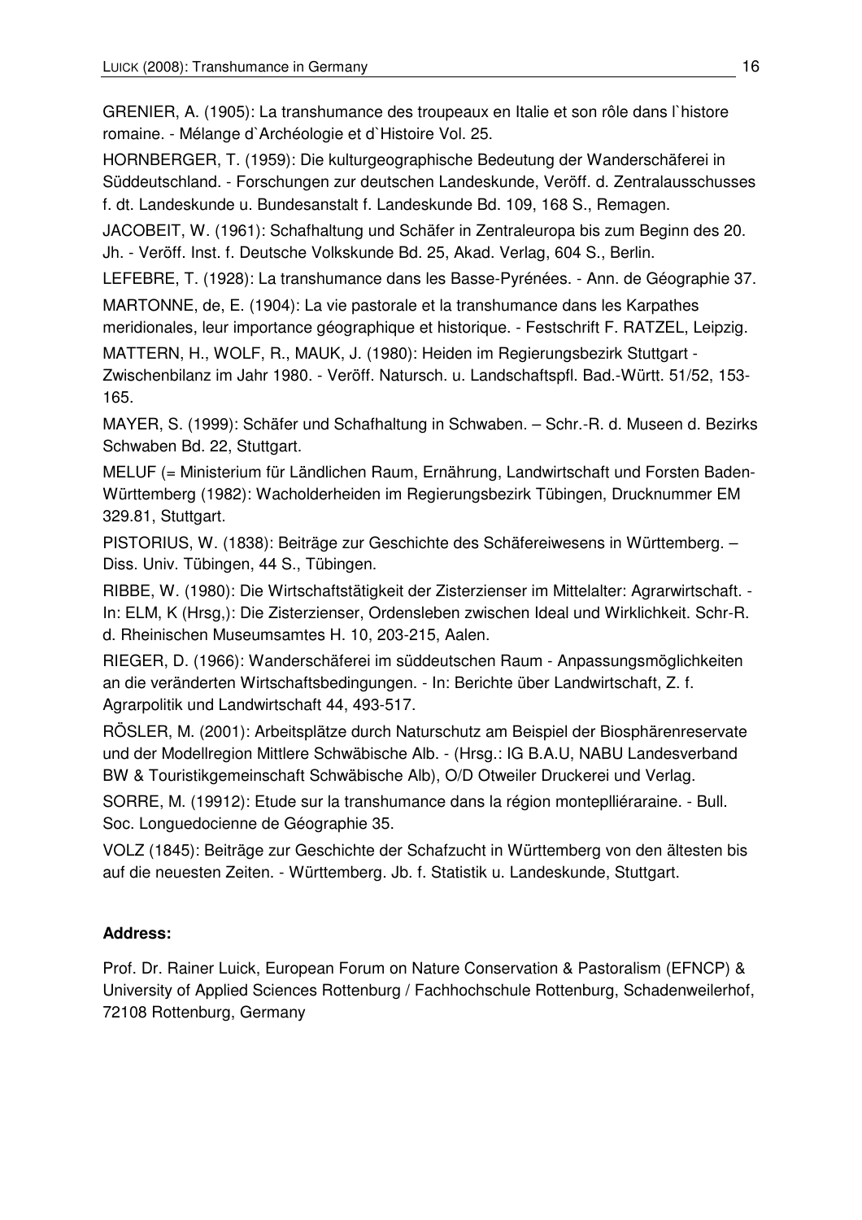GRENIER, A. (1905): La transhumance des troupeaux en Italie et son rôle dans l`histore romaine. - Mélange d`Archéologie et d`Histoire Vol. 25.

HORNBERGER, T. (1959): Die kulturgeographische Bedeutung der Wanderschäferei in Süddeutschland. - Forschungen zur deutschen Landeskunde, Veröff. d. Zentralausschusses f. dt. Landeskunde u. Bundesanstalt f. Landeskunde Bd. 109, 168 S., Remagen.

JACOBEIT, W. (1961): Schafhaltung und Schäfer in Zentraleuropa bis zum Beginn des 20. Jh. - Veröff. Inst. f. Deutsche Volkskunde Bd. 25, Akad. Verlag, 604 S., Berlin.

LEFEBRE, T. (1928): La transhumance dans les Basse-Pyrénées. - Ann. de Géographie 37.

MARTONNE, de, E. (1904): La vie pastorale et la transhumance dans les Karpathes meridionales, leur importance géographique et historique. - Festschrift F. RATZEL, Leipzig.

MATTERN, H., WOLF, R., MAUK, J. (1980): Heiden im Regierungsbezirk Stuttgart - Zwischenbilanz im Jahr 1980. - Veröff. Natursch. u. Landschaftspfl. Bad.-Württ. 51/52, 153-165.

MAYER, S. (1999): Schäfer und Schafhaltung in Schwaben. – Schr.-R. d. Museen d. Bezirks Schwaben Bd. 22, Stuttgart.

MELUF (= Ministerium für Ländlichen Raum, Ernährung, Landwirtschaft und Forsten Baden-Württemberg (1982): Wacholderheiden im Regierungsbezirk Tübingen, Drucknummer EM 329.81, Stuttgart.

PISTORIUS, W. (1838): Beiträge zur Geschichte des Schäfereiwesens in Württemberg. – Diss. Univ. Tübingen, 44 S., Tübingen.

RIBBE, W. (1980): Die Wirtschaftstätigkeit der Zisterzienser im Mittelalter: Agrarwirtschaft. - In: ELM, K (Hrsg,): Die Zisterzienser, Ordensleben zwischen Ideal und Wirklichkeit. Schr-R. d. Rheinischen Museumsamtes H. 10, 203-215, Aalen.

RIEGER, D. (1966): Wanderschäferei im süddeutschen Raum - Anpassungsmöglichkeiten an die veränderten Wirtschaftsbedingungen. - In: Berichte über Landwirtschaft, Z. f. Agrarpolitik und Landwirtschaft 44, 493-517.

RÖSLER, M. (2001): Arbeitsplätze durch Naturschutz am Beispiel der Biosphärenreservate und der Modellregion Mittlere Schwäbische Alb. - (Hrsg.: IG B.A.U, NABU Landesverband BW & Touristikgemeinschaft Schwäbische Alb), O/D Otweiler Druckerei und Verlag.

SORRE, M. (19912): Etude sur la transhumance dans la région monteplliéraraine. - Bull. Soc. Longuedocienne de Géographie 35.

VOLZ (1845): Beiträge zur Geschichte der Schafzucht in Württemberg von den ältesten bis auf die neuesten Zeiten. - Württemberg. Jb. f. Statistik u. Landeskunde, Stuttgart.

**Address:**

Prof. Dr. Rainer Luick, European Forum on Nature Conservation & Pastoralism (EFNCP) & University of Applied Sciences Rottenburg / Fachhochschule Rottenburg, Schadenweilerhof, 72108 Rottenburg, Germany